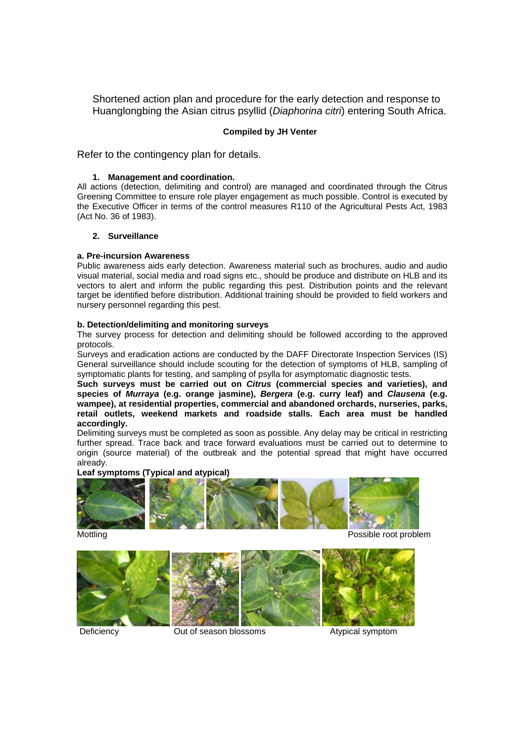Shortened action plan and procedure for the early detection and response to Huanglongbing the Asian citrus psyllid (*Diaphorina citri*) entering South Africa.

**Compiled by JH Venter**

Refer to the contingency plan for details.

### 1. Management and coordination.

All actions (detection, delimiting and control) are managed and coordinated through the Citrus Greening Committee to ensure role player engagement as much possible. Control is executed by the Executive Officer in terms of the control measures R110 of the Agricultural Pests Act, 1983 (Act No. 36 of 1983).

### 2. Surveillance

**a. Pre-incursion Awareness**

Public awareness aids early detection. Awareness material such as brochures, audio and audio visual material, social media and road signs etc., should be produce and distribute on HLB and its vectors to alert and inform the public regarding this pest. Distribution points and the relevant target be identified before distribution. Additional training should be provided to field workers and nursery personnel regarding this pest.

**b. Detection/delimiting and monitoring surveys**

The survey process for detection and delimiting should be followed according to the approved protocols.

Surveys and eradication actions are conducted by the DAFF Directorate Inspection Services (IS) General surveillance should include scouting for the detection of symptoms of HLB, sampling of symptomatic plants for testing, and sampling of psylla for asymptomatic diagnostic tests.

**Such surveys must be carried out on *Citrus* (commercial species and varieties), and species of *Murraya* (e.g. orange jasmine), *Bergera* (e.g. curry leaf) and *Clausena* (e.g. wampee), at residential properties, commercial and abandoned orchards, nurseries, parks, retail outlets, weekend markets and roadside stalls. Each area must be handled accordingly.**

Delimiting surveys must be completed as soon as possible. Any delay may be critical in restricting further spread. Trace back and trace forward evaluations must be carried out to determine to origin (source material) of the outbreak and the potential spread that might have occurred already.

**Leaf symptoms (Typical and atypical)**

Mottling

Possible root problem

Deficiency

Out of season blossoms

Atypical symptom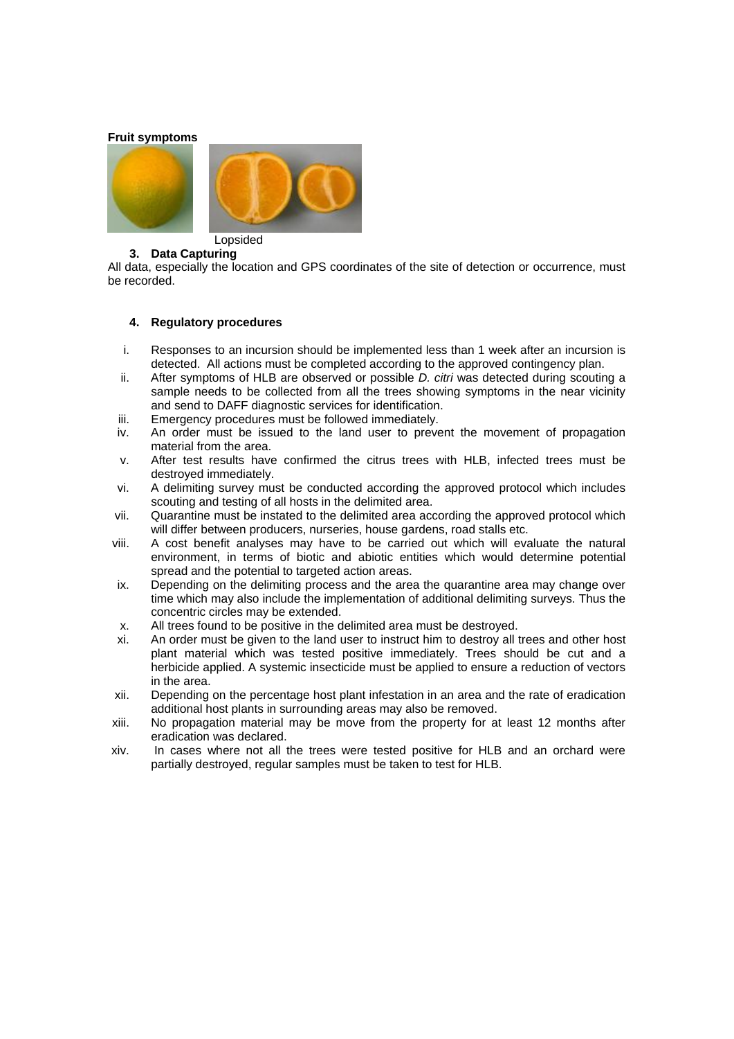**Fruit symptoms**

Lopsided

### 3. Data Capturing

All data, especially the location and GPS coordinates of the site of detection or occurrence, must be recorded.

### 4. Regulatory procedures

i. Responses to an incursion should be implemented less than 1 week after an incursion is detected. All actions must be completed according to the approved contingency plan.
ii. After symptoms of HLB are observed or possible *D. citri* was detected during scouting a sample needs to be collected from all the trees showing symptoms in the near vicinity and send to DAFF diagnostic services for identification.
iii. Emergency procedures must be followed immediately.
iv. An order must be issued to the land user to prevent the movement of propagation material from the area.
v. After test results have confirmed the citrus trees with HLB, infected trees must be destroyed immediately.
vi. A delimiting survey must be conducted according the approved protocol which includes scouting and testing of all hosts in the delimited area.
vii. Quarantine must be instated to the delimited area according the approved protocol which will differ between producers, nurseries, house gardens, road stalls etc.
viii. A cost benefit analyses may have to be carried out which will evaluate the natural environment, in terms of biotic and abiotic entities which would determine potential spread and the potential to targeted action areas.
ix. Depending on the delimiting process and the area the quarantine area may change over time which may also include the implementation of additional delimiting surveys. Thus the concentric circles may be extended.
x. All trees found to be positive in the delimited area must be destroyed.
xi. An order must be given to the land user to instruct him to destroy all trees and other host plant material which was tested positive immediately. Trees should be cut and a herbicide applied. A systemic insecticide must be applied to ensure a reduction of vectors in the area.
xii. Depending on the percentage host plant infestation in an area and the rate of eradication additional host plants in surrounding areas may also be removed.
xiii. No propagation material may be move from the property for at least 12 months after eradication was declared.
xiv. In cases where not all the trees were tested positive for HLB and an orchard were partially destroyed, regular samples must be taken to test for HLB.